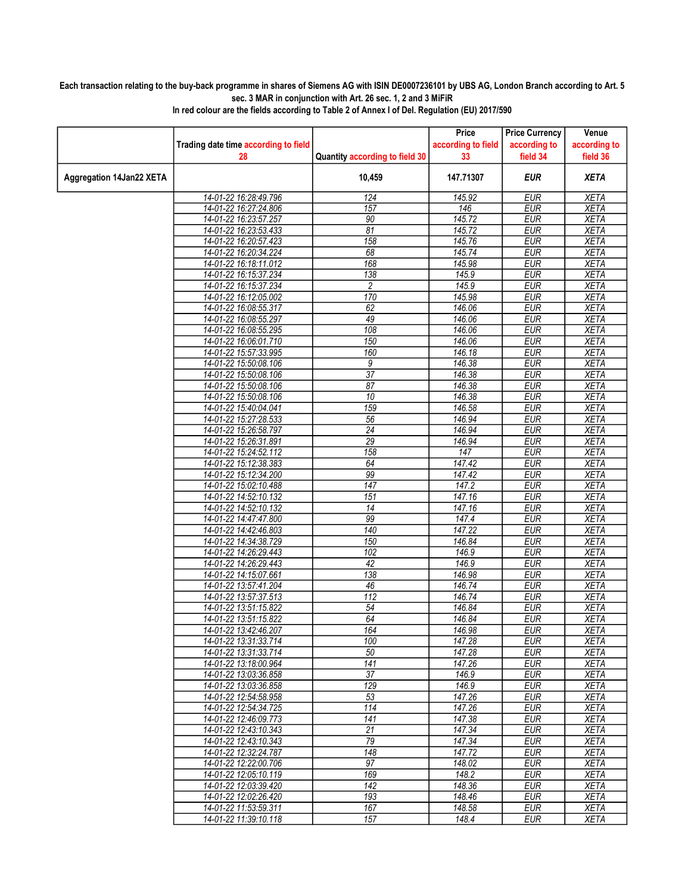**Each transaction relating to the buy-back programme in shares of Siemens AG with ISIN DE0007236101 by UBS AG, London Branch according to Art. 5 sec. 3 MAR in conjunction with Art. 26 sec. 1, 2 and 3 MiFiR**

**In red colour are the fields according to Table 2 of Annex I of Del. Regulation (EU) 2017/590**

| | Trading date time according to field 28 | Quantity according to field 30 | Price according to field 33 | Price Currency according to field 34 | Venue according to field 36 |
|---|---|---|---|---|---|
| **Aggregation 14Jan22 XETA** | | **10,459** | **147.71307** | ***EUR*** | ***XETA*** |
| | 14-01-22 16:28:49.796 | 124 | 145.92 | EUR | XETA |
| | 14-01-22 16:27:24.806 | 157 | 146 | EUR | XETA |
| | 14-01-22 16:23:57.257 | 90 | 145.72 | EUR | XETA |
| | 14-01-22 16:23:53.433 | 81 | 145.72 | EUR | XETA |
| | 14-01-22 16:20:57.423 | 158 | 145.76 | EUR | XETA |
| | 14-01-22 16:20:34.224 | 68 | 145.74 | EUR | XETA |
| | 14-01-22 16:18:11.012 | 168 | 145.98 | EUR | XETA |
| | 14-01-22 16:15:37.234 | 138 | 145.9 | EUR | XETA |
| | 14-01-22 16:15:37.234 | 2 | 145.9 | EUR | XETA |
| | 14-01-22 16:12:05.002 | 170 | 145.98 | EUR | XETA |
| | 14-01-22 16:08:55.317 | 62 | 146.06 | EUR | XETA |
| | 14-01-22 16:08:55.297 | 49 | 146.06 | EUR | XETA |
| | 14-01-22 16:08:55.295 | 108 | 146.06 | EUR | XETA |
| | 14-01-22 16:06:01.710 | 150 | 146.06 | EUR | XETA |
| | 14-01-22 15:57:33.995 | 160 | 146.18 | EUR | XETA |
| | 14-01-22 15:50:08.106 | 9 | 146.38 | EUR | XETA |
| | 14-01-22 15:50:08.106 | 37 | 146.38 | EUR | XETA |
| | 14-01-22 15:50:08.106 | 87 | 146.38 | EUR | XETA |
| | 14-01-22 15:50:08.106 | 10 | 146.38 | EUR | XETA |
| | 14-01-22 15:40:04.041 | 159 | 146.58 | EUR | XETA |
| | 14-01-22 15:27:28.533 | 56 | 146.94 | EUR | XETA |
| | 14-01-22 15:26:58.797 | 24 | 146.94 | EUR | XETA |
| | 14-01-22 15:26:31.891 | 29 | 146.94 | EUR | XETA |
| | 14-01-22 15:24:52.112 | 158 | 147 | EUR | XETA |
| | 14-01-22 15:12:38.383 | 64 | 147.42 | EUR | XETA |
| | 14-01-22 15:12:34.200 | 99 | 147.42 | EUR | XETA |
| | 14-01-22 15:02:10.488 | 147 | 147.2 | EUR | XETA |
| | 14-01-22 14:52:10.132 | 151 | 147.16 | EUR | XETA |
| | 14-01-22 14:52:10.132 | 14 | 147.16 | EUR | XETA |
| | 14-01-22 14:47:47.800 | 99 | 147.4 | EUR | XETA |
| | 14-01-22 14:42:46.803 | 140 | 147.22 | EUR | XETA |
| | 14-01-22 14:34:38.729 | 150 | 146.84 | EUR | XETA |
| | 14-01-22 14:26:29.443 | 102 | 146.9 | EUR | XETA |
| | 14-01-22 14:26:29.443 | 42 | 146.9 | EUR | XETA |
| | 14-01-22 14:15:07.661 | 138 | 146.98 | EUR | XETA |
| | 14-01-22 13:57:41.204 | 46 | 146.74 | EUR | XETA |
| | 14-01-22 13:57:37.513 | 112 | 146.74 | EUR | XETA |
| | 14-01-22 13:51:15.822 | 54 | 146.84 | EUR | XETA |
| | 14-01-22 13:51:15.822 | 64 | 146.84 | EUR | XETA |
| | 14-01-22 13:42:46.207 | 164 | 146.98 | EUR | XETA |
| | 14-01-22 13:31:33.714 | 100 | 147.28 | EUR | XETA |
| | 14-01-22 13:31:33.714 | 50 | 147.28 | EUR | XETA |
| | 14-01-22 13:18:00.964 | 141 | 147.26 | EUR | XETA |
| | 14-01-22 13:03:36.858 | 37 | 146.9 | EUR | XETA |
| | 14-01-22 13:03:36.858 | 129 | 146.9 | EUR | XETA |
| | 14-01-22 12:54:58.958 | 53 | 147.26 | EUR | XETA |
| | 14-01-22 12:54:34.725 | 114 | 147.26 | EUR | XETA |
| | 14-01-22 12:46:09.773 | 141 | 147.38 | EUR | XETA |
| | 14-01-22 12:43:10.343 | 21 | 147.34 | EUR | XETA |
| | 14-01-22 12:43:10.343 | 79 | 147.34 | EUR | XETA |
| | 14-01-22 12:32:24.787 | 148 | 147.72 | EUR | XETA |
| | 14-01-22 12:22:00.706 | 97 | 148.02 | EUR | XETA |
| | 14-01-22 12:05:10.119 | 169 | 148.2 | EUR | XETA |
| | 14-01-22 12:03:39.420 | 142 | 148.36 | EUR | XETA |
| | 14-01-22 12:02:26.420 | 193 | 148.46 | EUR | XETA |
| | 14-01-22 11:53:59.311 | 167 | 148.58 | EUR | XETA |
| | 14-01-22 11:39:10.118 | 157 | 148.4 | EUR | XETA |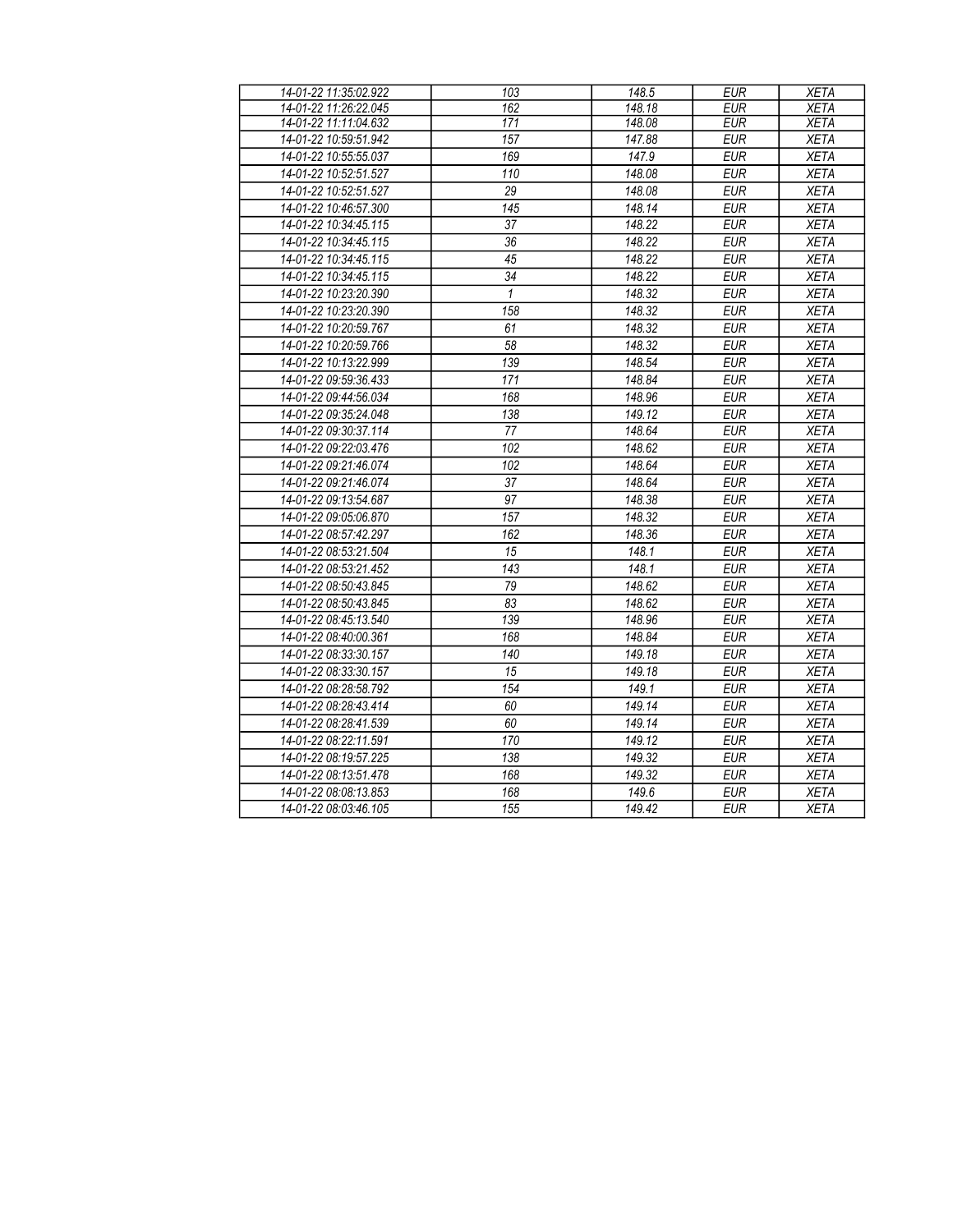| 14-01-22 11:35:02.922 | 103 | 148.5 | EUR | XETA |
|---|---|---|---|---|
| 14-01-22 11:26:22.045 | 162 | 148.18 | EUR | XETA |
| 14-01-22 11:11:04.632 | 171 | 148.08 | EUR | XETA |
| 14-01-22 10:59:51.942 | 157 | 147.88 | EUR | XETA |
| 14-01-22 10:55:55.037 | 169 | 147.9 | EUR | XETA |
| 14-01-22 10:52:51.527 | 110 | 148.08 | EUR | XETA |
| 14-01-22 10:52:51.527 | 29 | 148.08 | EUR | XETA |
| 14-01-22 10:46:57.300 | 145 | 148.14 | EUR | XETA |
| 14-01-22 10:34:45.115 | 37 | 148.22 | EUR | XETA |
| 14-01-22 10:34:45.115 | 36 | 148.22 | EUR | XETA |
| 14-01-22 10:34:45.115 | 45 | 148.22 | EUR | XETA |
| 14-01-22 10:34:45.115 | 34 | 148.22 | EUR | XETA |
| 14-01-22 10:23:20.390 | 1 | 148.32 | EUR | XETA |
| 14-01-22 10:23:20.390 | 158 | 148.32 | EUR | XETA |
| 14-01-22 10:20:59.767 | 61 | 148.32 | EUR | XETA |
| 14-01-22 10:20:59.766 | 58 | 148.32 | EUR | XETA |
| 14-01-22 10:13:22.999 | 139 | 148.54 | EUR | XETA |
| 14-01-22 09:59:36.433 | 171 | 148.84 | EUR | XETA |
| 14-01-22 09:44:56.034 | 168 | 148.96 | EUR | XETA |
| 14-01-22 09:35:24.048 | 138 | 149.12 | EUR | XETA |
| 14-01-22 09:30:37.114 | 77 | 148.64 | EUR | XETA |
| 14-01-22 09:22:03.476 | 102 | 148.62 | EUR | XETA |
| 14-01-22 09:21:46.074 | 102 | 148.64 | EUR | XETA |
| 14-01-22 09:21:46.074 | 37 | 148.64 | EUR | XETA |
| 14-01-22 09:13:54.687 | 97 | 148.38 | EUR | XETA |
| 14-01-22 09:05:06.870 | 157 | 148.32 | EUR | XETA |
| 14-01-22 08:57:42.297 | 162 | 148.36 | EUR | XETA |
| 14-01-22 08:53:21.504 | 15 | 148.1 | EUR | XETA |
| 14-01-22 08:53:21.452 | 143 | 148.1 | EUR | XETA |
| 14-01-22 08:50:43.845 | 79 | 148.62 | EUR | XETA |
| 14-01-22 08:50:43.845 | 83 | 148.62 | EUR | XETA |
| 14-01-22 08:45:13.540 | 139 | 148.96 | EUR | XETA |
| 14-01-22 08:40:00.361 | 168 | 148.84 | EUR | XETA |
| 14-01-22 08:33:30.157 | 140 | 149.18 | EUR | XETA |
| 14-01-22 08:33:30.157 | 15 | 149.18 | EUR | XETA |
| 14-01-22 08:28:58.792 | 154 | 149.1 | EUR | XETA |
| 14-01-22 08:28:43.414 | 60 | 149.14 | EUR | XETA |
| 14-01-22 08:28:41.539 | 60 | 149.14 | EUR | XETA |
| 14-01-22 08:22:11.591 | 170 | 149.12 | EUR | XETA |
| 14-01-22 08:19:57.225 | 138 | 149.32 | EUR | XETA |
| 14-01-22 08:13:51.478 | 168 | 149.32 | EUR | XETA |
| 14-01-22 08:08:13.853 | 168 | 149.6 | EUR | XETA |
| 14-01-22 08:03:46.105 | 155 | 149.42 | EUR | XETA |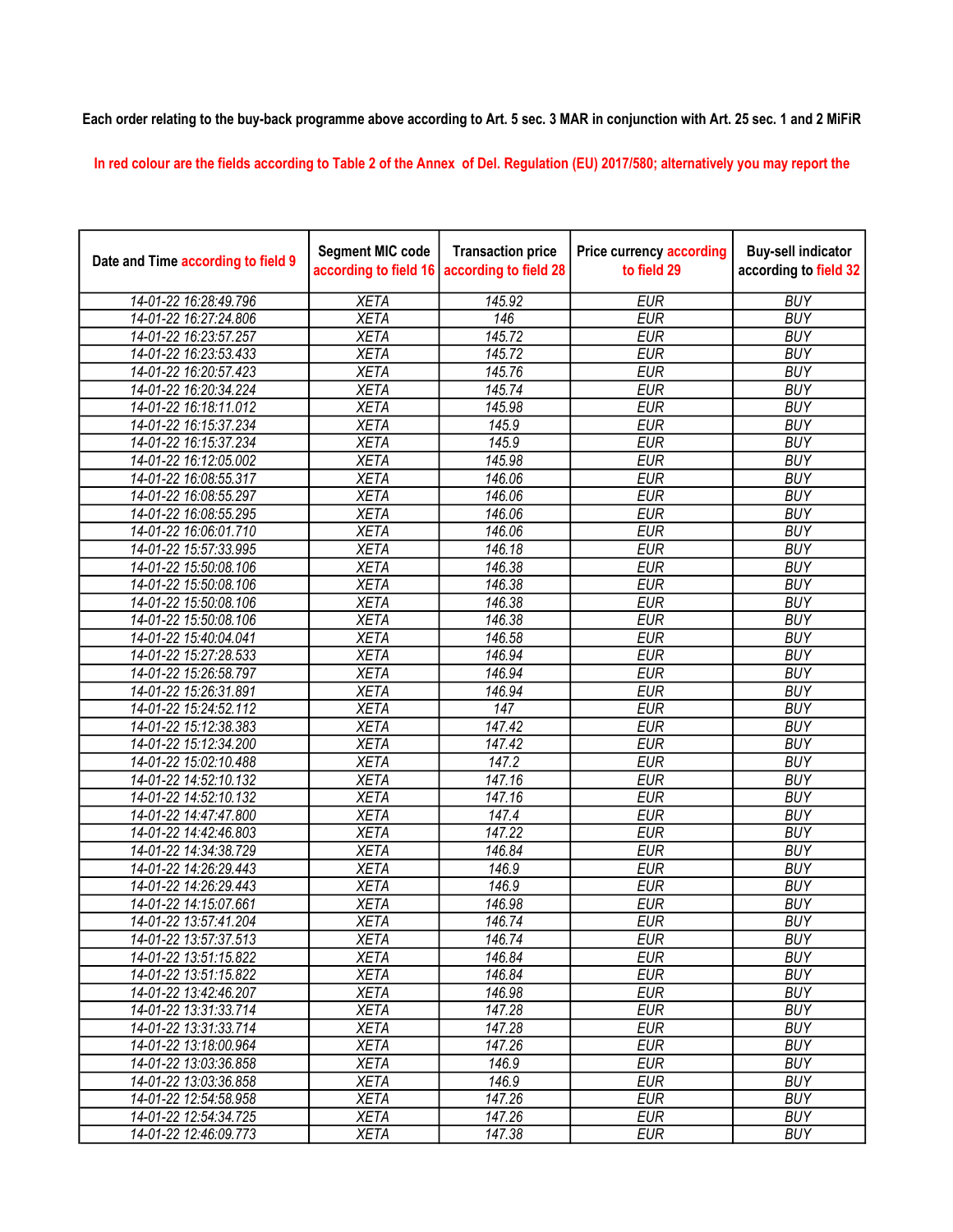**Each order relating to the buy-back programme above according to Art. 5 sec. 3 MAR in conjunction with Art. 25 sec. 1 and 2 MiFiR**

In red colour are the fields according to Table 2 of the Annex of Del. Regulation (EU) 2017/580; alternatively you may report the

| Date and Time according to field 9 | Segment MIC code according to field 16 | Transaction price according to field 28 | Price currency according to field 29 | Buy-sell indicator according to field 32 |
|---|---|---|---|---|
| 14-01-22 16:28:49.796 | XETA | 145.92 | EUR | BUY |
| 14-01-22 16:27:24.806 | XETA | 146 | EUR | BUY |
| 14-01-22 16:23:57.257 | XETA | 145.72 | EUR | BUY |
| 14-01-22 16:23:53.433 | XETA | 145.72 | EUR | BUY |
| 14-01-22 16:20:57.423 | XETA | 145.76 | EUR | BUY |
| 14-01-22 16:20:34.224 | XETA | 145.74 | EUR | BUY |
| 14-01-22 16:18:11.012 | XETA | 145.98 | EUR | BUY |
| 14-01-22 16:15:37.234 | XETA | 145.9 | EUR | BUY |
| 14-01-22 16:15:37.234 | XETA | 145.9 | EUR | BUY |
| 14-01-22 16:12:05.002 | XETA | 145.98 | EUR | BUY |
| 14-01-22 16:08:55.317 | XETA | 146.06 | EUR | BUY |
| 14-01-22 16:08:55.297 | XETA | 146.06 | EUR | BUY |
| 14-01-22 16:08:55.295 | XETA | 146.06 | EUR | BUY |
| 14-01-22 16:06:01.710 | XETA | 146.06 | EUR | BUY |
| 14-01-22 15:57:33.995 | XETA | 146.18 | EUR | BUY |
| 14-01-22 15:50:08.106 | XETA | 146.38 | EUR | BUY |
| 14-01-22 15:50:08.106 | XETA | 146.38 | EUR | BUY |
| 14-01-22 15:50:08.106 | XETA | 146.38 | EUR | BUY |
| 14-01-22 15:50:08.106 | XETA | 146.38 | EUR | BUY |
| 14-01-22 15:40:04.041 | XETA | 146.58 | EUR | BUY |
| 14-01-22 15:27:28.533 | XETA | 146.94 | EUR | BUY |
| 14-01-22 15:26:58.797 | XETA | 146.94 | EUR | BUY |
| 14-01-22 15:26:31.891 | XETA | 146.94 | EUR | BUY |
| 14-01-22 15:24:52.112 | XETA | 147 | EUR | BUY |
| 14-01-22 15:12:38.383 | XETA | 147.42 | EUR | BUY |
| 14-01-22 15:12:34.200 | XETA | 147.42 | EUR | BUY |
| 14-01-22 15:02:10.488 | XETA | 147.2 | EUR | BUY |
| 14-01-22 14:52:10.132 | XETA | 147.16 | EUR | BUY |
| 14-01-22 14:52:10.132 | XETA | 147.16 | EUR | BUY |
| 14-01-22 14:47:47.800 | XETA | 147.4 | EUR | BUY |
| 14-01-22 14:42:46.803 | XETA | 147.22 | EUR | BUY |
| 14-01-22 14:34:38.729 | XETA | 146.84 | EUR | BUY |
| 14-01-22 14:26:29.443 | XETA | 146.9 | EUR | BUY |
| 14-01-22 14:26:29.443 | XETA | 146.9 | EUR | BUY |
| 14-01-22 14:15:07.661 | XETA | 146.98 | EUR | BUY |
| 14-01-22 13:57:41.204 | XETA | 146.74 | EUR | BUY |
| 14-01-22 13:57:37.513 | XETA | 146.74 | EUR | BUY |
| 14-01-22 13:51:15.822 | XETA | 146.84 | EUR | BUY |
| 14-01-22 13:51:15.822 | XETA | 146.84 | EUR | BUY |
| 14-01-22 13:42:46.207 | XETA | 146.98 | EUR | BUY |
| 14-01-22 13:31:33.714 | XETA | 147.28 | EUR | BUY |
| 14-01-22 13:31:33.714 | XETA | 147.28 | EUR | BUY |
| 14-01-22 13:18:00.964 | XETA | 147.26 | EUR | BUY |
| 14-01-22 13:03:36.858 | XETA | 146.9 | EUR | BUY |
| 14-01-22 13:03:36.858 | XETA | 146.9 | EUR | BUY |
| 14-01-22 12:54:58.958 | XETA | 147.26 | EUR | BUY |
| 14-01-22 12:54:34.725 | XETA | 147.26 | EUR | BUY |
| 14-01-22 12:46:09.773 | XETA | 147.38 | EUR | BUY |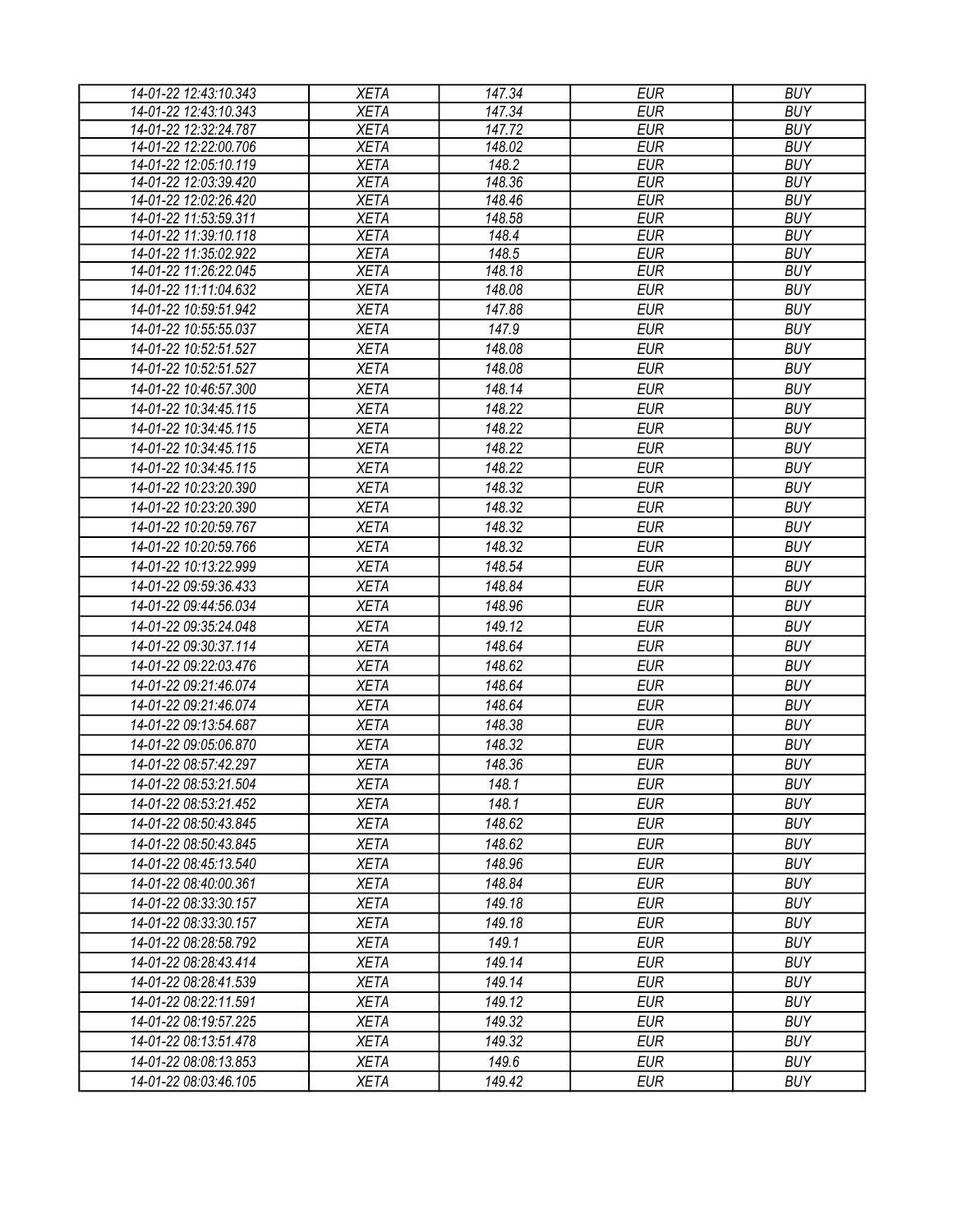| | | | | |
|---|---|---|---|---|
| 14-01-22 12:43:10.343 | XETA | 147.34 | EUR | BUY |
| 14-01-22 12:43:10.343 | XETA | 147.34 | EUR | BUY |
| 14-01-22 12:32:24.787 | XETA | 147.72 | EUR | BUY |
| 14-01-22 12:22:00.706 | XETA | 148.02 | EUR | BUY |
| 14-01-22 12:05:10.119 | XETA | 148.2 | EUR | BUY |
| 14-01-22 12:03:39.420 | XETA | 148.36 | EUR | BUY |
| 14-01-22 12:02:26.420 | XETA | 148.46 | EUR | BUY |
| 14-01-22 11:53:59.311 | XETA | 148.58 | EUR | BUY |
| 14-01-22 11:39:10.118 | XETA | 148.4 | EUR | BUY |
| 14-01-22 11:35:02.922 | XETA | 148.5 | EUR | BUY |
| 14-01-22 11:26:22.045 | XETA | 148.18 | EUR | BUY |
| 14-01-22 11:11:04.632 | XETA | 148.08 | EUR | BUY |
| 14-01-22 10:59:51.942 | XETA | 147.88 | EUR | BUY |
| 14-01-22 10:55:55.037 | XETA | 147.9 | EUR | BUY |
| 14-01-22 10:52:51.527 | XETA | 148.08 | EUR | BUY |
| 14-01-22 10:52:51.527 | XETA | 148.08 | EUR | BUY |
| 14-01-22 10:46:57.300 | XETA | 148.14 | EUR | BUY |
| 14-01-22 10:34:45.115 | XETA | 148.22 | EUR | BUY |
| 14-01-22 10:34:45.115 | XETA | 148.22 | EUR | BUY |
| 14-01-22 10:34:45.115 | XETA | 148.22 | EUR | BUY |
| 14-01-22 10:34:45.115 | XETA | 148.22 | EUR | BUY |
| 14-01-22 10:23:20.390 | XETA | 148.32 | EUR | BUY |
| 14-01-22 10:23:20.390 | XETA | 148.32 | EUR | BUY |
| 14-01-22 10:20:59.767 | XETA | 148.32 | EUR | BUY |
| 14-01-22 10:20:59.766 | XETA | 148.32 | EUR | BUY |
| 14-01-22 10:13:22.999 | XETA | 148.54 | EUR | BUY |
| 14-01-22 09:59:36.433 | XETA | 148.84 | EUR | BUY |
| 14-01-22 09:44:56.034 | XETA | 148.96 | EUR | BUY |
| 14-01-22 09:35:24.048 | XETA | 149.12 | EUR | BUY |
| 14-01-22 09:30:37.114 | XETA | 148.64 | EUR | BUY |
| 14-01-22 09:22:03.476 | XETA | 148.62 | EUR | BUY |
| 14-01-22 09:21:46.074 | XETA | 148.64 | EUR | BUY |
| 14-01-22 09:21:46.074 | XETA | 148.64 | EUR | BUY |
| 14-01-22 09:13:54.687 | XETA | 148.38 | EUR | BUY |
| 14-01-22 09:05:06.870 | XETA | 148.32 | EUR | BUY |
| 14-01-22 08:57:42.297 | XETA | 148.36 | EUR | BUY |
| 14-01-22 08:53:21.504 | XETA | 148.1 | EUR | BUY |
| 14-01-22 08:53:21.452 | XETA | 148.1 | EUR | BUY |
| 14-01-22 08:50:43.845 | XETA | 148.62 | EUR | BUY |
| 14-01-22 08:50:43.845 | XETA | 148.62 | EUR | BUY |
| 14-01-22 08:45:13.540 | XETA | 148.96 | EUR | BUY |
| 14-01-22 08:40:00.361 | XETA | 148.84 | EUR | BUY |
| 14-01-22 08:33:30.157 | XETA | 149.18 | EUR | BUY |
| 14-01-22 08:33:30.157 | XETA | 149.18 | EUR | BUY |
| 14-01-22 08:28:58.792 | XETA | 149.1 | EUR | BUY |
| 14-01-22 08:28:43.414 | XETA | 149.14 | EUR | BUY |
| 14-01-22 08:28:41.539 | XETA | 149.14 | EUR | BUY |
| 14-01-22 08:22:11.591 | XETA | 149.12 | EUR | BUY |
| 14-01-22 08:19:57.225 | XETA | 149.32 | EUR | BUY |
| 14-01-22 08:13:51.478 | XETA | 149.32 | EUR | BUY |
| 14-01-22 08:08:13.853 | XETA | 149.6 | EUR | BUY |
| 14-01-22 08:03:46.105 | XETA | 149.42 | EUR | BUY |